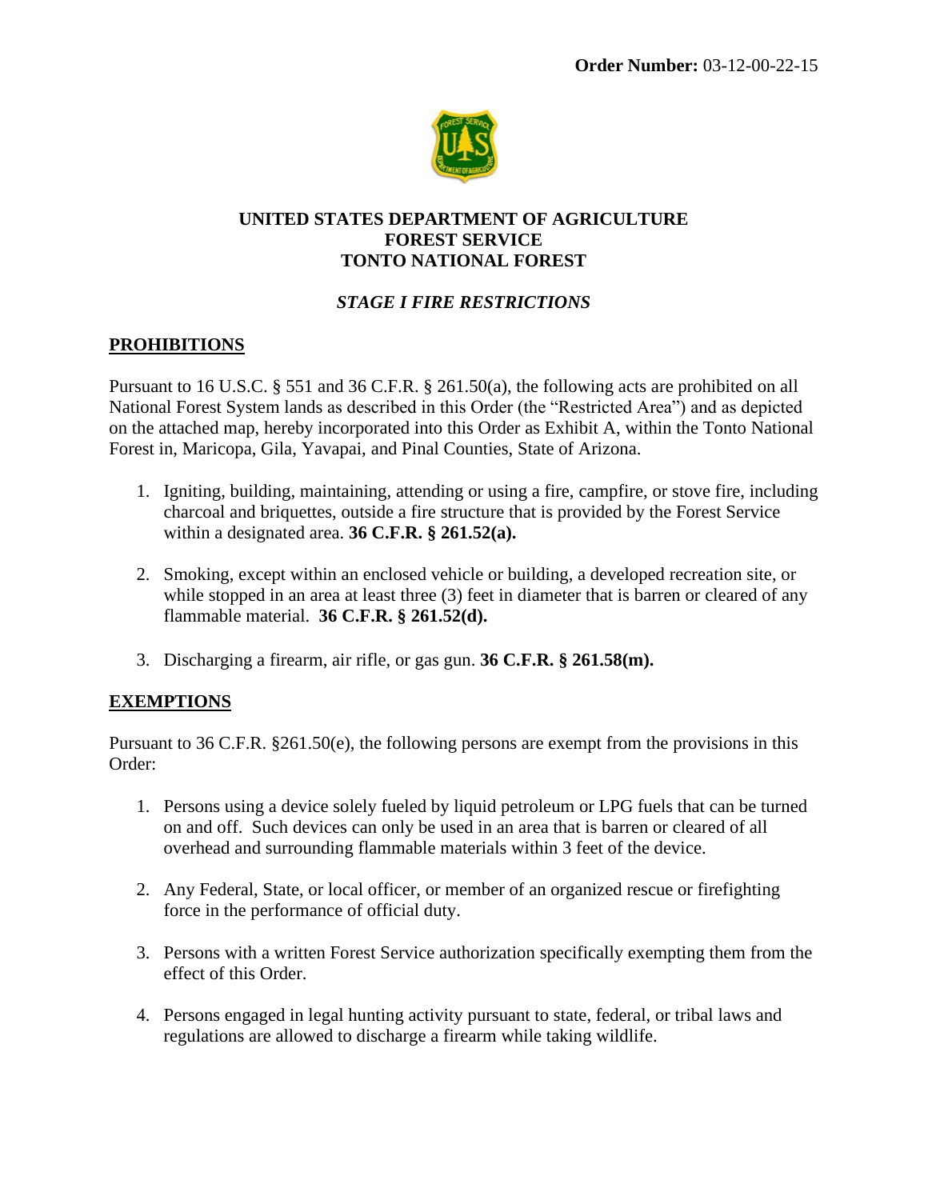**Order Number:** 03-12-00-22-15

**UNITED STATES DEPARTMENT OF AGRICULTURE**
**FOREST SERVICE**
**TONTO NATIONAL FOREST**

***STAGE I FIRE RESTRICTIONS***

## PROHIBITIONS

Pursuant to 16 U.S.C. § 551 and 36 C.F.R. § 261.50(a), the following acts are prohibited on all National Forest System lands as described in this Order (the "Restricted Area") and as depicted on the attached map, hereby incorporated into this Order as Exhibit A, within the Tonto National Forest in, Maricopa, Gila, Yavapai, and Pinal Counties, State of Arizona.

1. Igniting, building, maintaining, attending or using a fire, campfire, or stove fire, including charcoal and briquettes, outside a fire structure that is provided by the Forest Service within a designated area. **36 C.F.R. § 261.52(a).**

2. Smoking, except within an enclosed vehicle or building, a developed recreation site, or while stopped in an area at least three (3) feet in diameter that is barren or cleared of any flammable material. **36 C.F.R. § 261.52(d).**

3. Discharging a firearm, air rifle, or gas gun. **36 C.F.R. § 261.58(m).**

## EXEMPTIONS

Pursuant to 36 C.F.R. §261.50(e), the following persons are exempt from the provisions in this Order:

1. Persons using a device solely fueled by liquid petroleum or LPG fuels that can be turned on and off. Such devices can only be used in an area that is barren or cleared of all overhead and surrounding flammable materials within 3 feet of the device.

2. Any Federal, State, or local officer, or member of an organized rescue or firefighting force in the performance of official duty.

3. Persons with a written Forest Service authorization specifically exempting them from the effect of this Order.

4. Persons engaged in legal hunting activity pursuant to state, federal, or tribal laws and regulations are allowed to discharge a firearm while taking wildlife.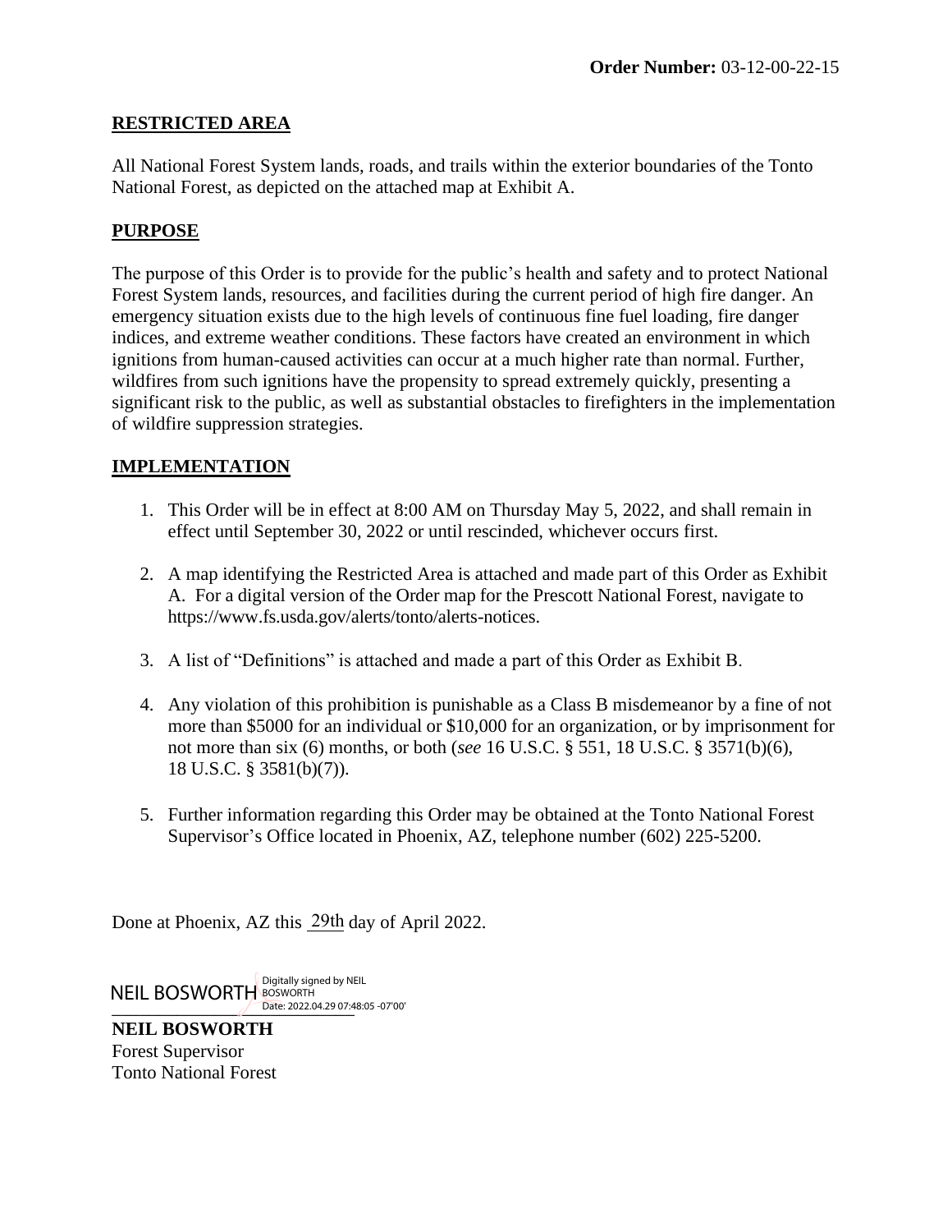**Order Number:** 03-12-00-22-15

## RESTRICTED AREA

All National Forest System lands, roads, and trails within the exterior boundaries of the Tonto National Forest, as depicted on the attached map at Exhibit A.

## PURPOSE

The purpose of this Order is to provide for the public's health and safety and to protect National Forest System lands, resources, and facilities during the current period of high fire danger. An emergency situation exists due to the high levels of continuous fine fuel loading, fire danger indices, and extreme weather conditions. These factors have created an environment in which ignitions from human-caused activities can occur at a much higher rate than normal. Further, wildfires from such ignitions have the propensity to spread extremely quickly, presenting a significant risk to the public, as well as substantial obstacles to firefighters in the implementation of wildfire suppression strategies.

## IMPLEMENTATION

1. This Order will be in effect at 8:00 AM on Thursday May 5, 2022, and shall remain in effect until September 30, 2022 or until rescinded, whichever occurs first.

2. A map identifying the Restricted Area is attached and made part of this Order as Exhibit A. For a digital version of the Order map for the Prescott National Forest, navigate to https://www.fs.usda.gov/alerts/tonto/alerts-notices.

3. A list of "Definitions" is attached and made a part of this Order as Exhibit B.

4. Any violation of this prohibition is punishable as a Class B misdemeanor by a fine of not more than $5000 for an individual or $10,000 for an organization, or by imprisonment for not more than six (6) months, or both (*see* 16 U.S.C. § 551, 18 U.S.C. § 3571(b)(6), 18 U.S.C. § 3581(b)(7)).

5. Further information regarding this Order may be obtained at the Tonto National Forest Supervisor's Office located in Phoenix, AZ, telephone number (602) 225-5200.

Done at Phoenix, AZ this 29th day of April 2022.

NEIL BOSWORTH Digitally signed by NEIL BOSWORTH Date: 2022.04.29 07:48:05 -07'00'

**NEIL BOSWORTH**
Forest Supervisor
Tonto National Forest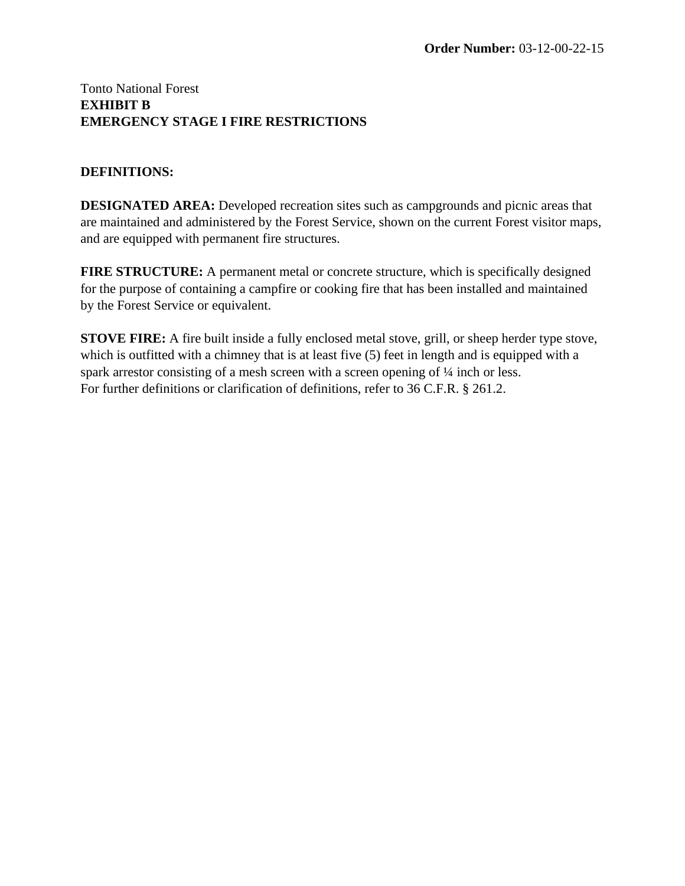**Order Number:** 03-12-00-22-15

Tonto National Forest
**EXHIBIT B**
**EMERGENCY STAGE I FIRE RESTRICTIONS**

**DEFINITIONS:**

**DESIGNATED AREA:** Developed recreation sites such as campgrounds and picnic areas that are maintained and administered by the Forest Service, shown on the current Forest visitor maps, and are equipped with permanent fire structures.

**FIRE STRUCTURE:** A permanent metal or concrete structure, which is specifically designed for the purpose of containing a campfire or cooking fire that has been installed and maintained by the Forest Service or equivalent.

**STOVE FIRE:** A fire built inside a fully enclosed metal stove, grill, or sheep herder type stove, which is outfitted with a chimney that is at least five (5) feet in length and is equipped with a spark arrestor consisting of a mesh screen with a screen opening of ¼ inch or less.
For further definitions or clarification of definitions, refer to 36 C.F.R. § 261.2.